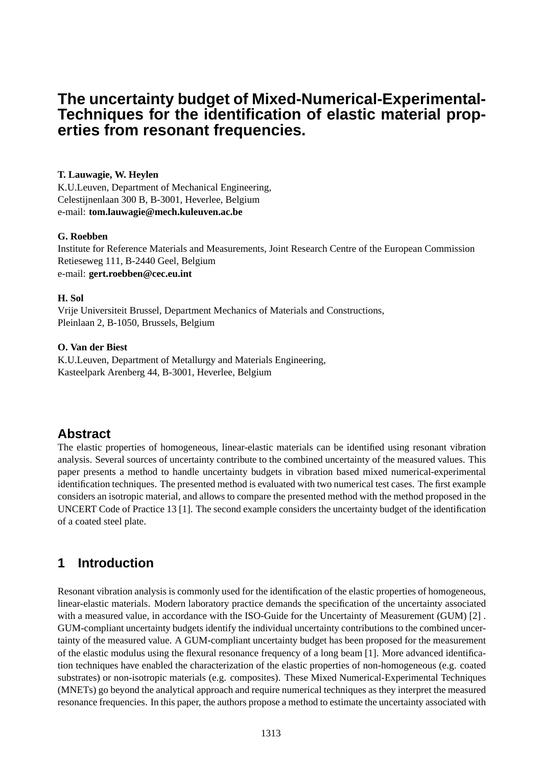# The uncertainty budget of Mixed-Numerical-Experimental-Techniques for the identification of elastic material properties from resonant frequencies.

**T. Lauwagie, W. Heylen**
K.U.Leuven, Department of Mechanical Engineering,
Celestijnenlaan 300 B, B-3001, Heverlee, Belgium
e-mail: **tom.lauwagie@mech.kuleuven.ac.be**

**G. Roebben**
Institute for Reference Materials and Measurements, Joint Research Centre of the European Commission
Retieseweg 111, B-2440 Geel, Belgium
e-mail: **gert.roebben@cec.eu.int**

**H. Sol**
Vrije Universiteit Brussel, Department Mechanics of Materials and Constructions,
Pleinlaan 2, B-1050, Brussels, Belgium

**O. Van der Biest**
K.U.Leuven, Department of Metallurgy and Materials Engineering,
Kasteelpark Arenberg 44, B-3001, Heverlee, Belgium

## Abstract

The elastic properties of homogeneous, linear-elastic materials can be identified using resonant vibration analysis. Several sources of uncertainty contribute to the combined uncertainty of the measured values. This paper presents a method to handle uncertainty budgets in vibration based mixed numerical-experimental identification techniques. The presented method is evaluated with two numerical test cases. The first example considers an isotropic material, and allows to compare the presented method with the method proposed in the UNCERT Code of Practice 13 [1]. The second example considers the uncertainty budget of the identification of a coated steel plate.

## 1 Introduction

Resonant vibration analysis is commonly used for the identification of the elastic properties of homogeneous, linear-elastic materials. Modern laboratory practice demands the specification of the uncertainty associated with a measured value, in accordance with the ISO-Guide for the Uncertainty of Measurement (GUM) [2] . GUM-compliant uncertainty budgets identify the individual uncertainty contributions to the combined uncertainty of the measured value. A GUM-compliant uncertainty budget has been proposed for the measurement of the elastic modulus using the flexural resonance frequency of a long beam [1]. More advanced identification techniques have enabled the characterization of the elastic properties of non-homogeneous (e.g. coated substrates) or non-isotropic materials (e.g. composites). These Mixed Numerical-Experimental Techniques (MNETs) go beyond the analytical approach and require numerical techniques as they interpret the measured resonance frequencies. In this paper, the authors propose a method to estimate the uncertainty associated with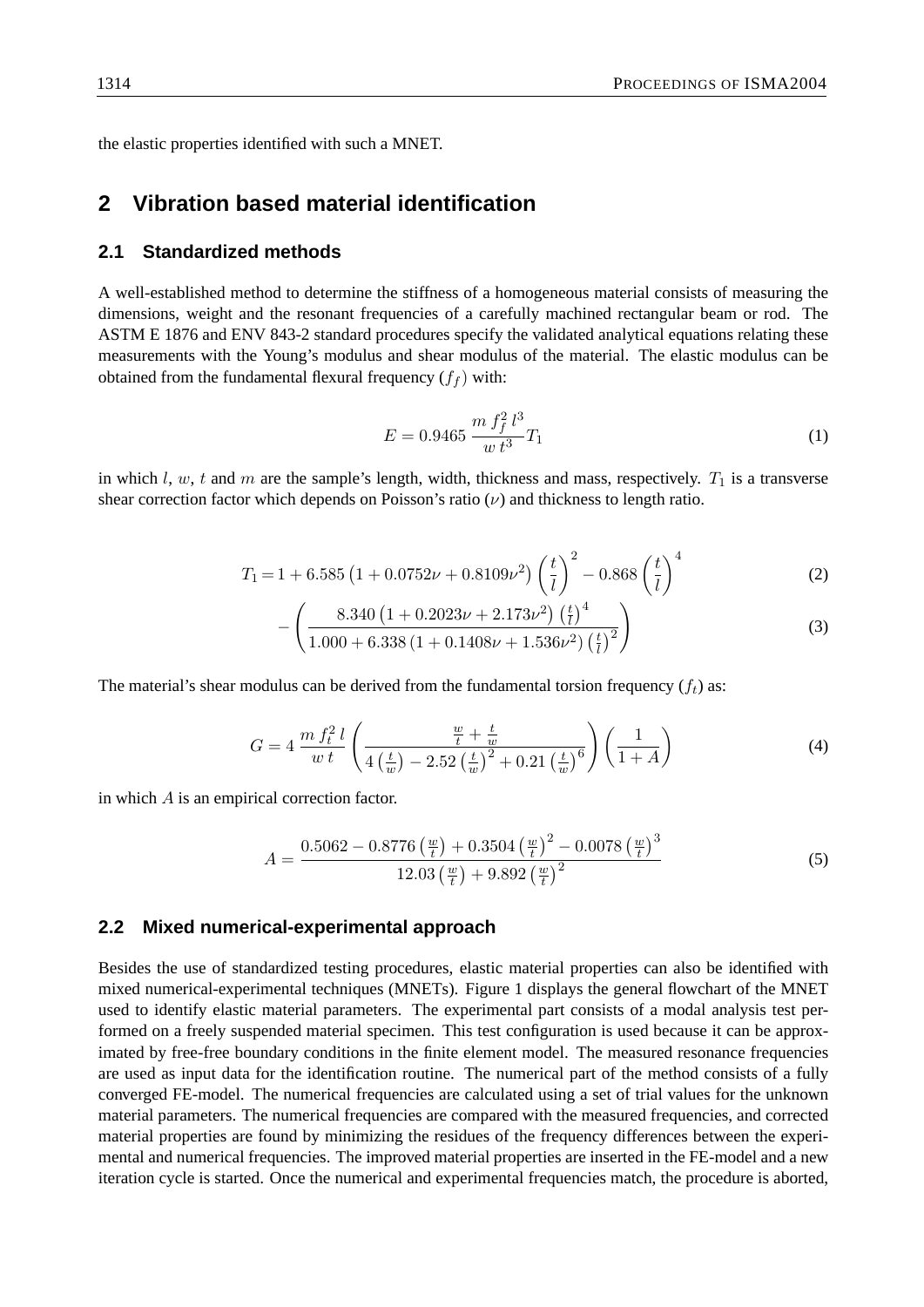the elastic properties identified with such a MNET.

## 2 Vibration based material identification

### 2.1 Standardized methods

A well-established method to determine the stiffness of a homogeneous material consists of measuring the dimensions, weight and the resonant frequencies of a carefully machined rectangular beam or rod. The ASTM E 1876 and ENV 843-2 standard procedures specify the validated analytical equations relating these measurements with the Young's modulus and shear modulus of the material. The elastic modulus can be obtained from the fundamental flexural frequency ($f_f$) with:

$$E = 0.9465 \, \frac{m \, f_f^2 \, l^3}{w \, t^3} T_1 \tag{1}$$

in which $l$, $w$, $t$ and $m$ are the sample's length, width, thickness and mass, respectively. $T_1$ is a transverse shear correction factor which depends on Poisson's ratio ($\nu$) and thickness to length ratio.

$$T_1 = 1 + 6.585 \left(1 + 0.0752\nu + 0.8109\nu^2\right) \left(\frac{t}{l}\right)^2 - 0.868 \left(\frac{t}{l}\right)^4 \tag{2}$$

$$- \left( \frac{8.340 \left(1 + 0.2023\nu + 2.173\nu^2\right) \left(\frac{t}{l}\right)^4}{1.000 + 6.338 \left(1 + 0.1408\nu + 1.536\nu^2\right) \left(\frac{t}{l}\right)^2} \right) \tag{3}$$

The material's shear modulus can be derived from the fundamental torsion frequency ($f_t$) as:

$$G = 4 \, \frac{m \, f_t^2 \, l}{w \, t} \left( \frac{\frac{w}{t} + \frac{t}{w}}{4 \left(\frac{t}{w}\right) - 2.52 \left(\frac{t}{w}\right)^2 + 0.21 \left(\frac{t}{w}\right)^6} \right) \left( \frac{1}{1 + A} \right) \tag{4}$$

in which $A$ is an empirical correction factor.

$$A = \frac{0.5062 - 0.8776 \left(\frac{w}{t}\right) + 0.3504 \left(\frac{w}{t}\right)^2 - 0.0078 \left(\frac{w}{t}\right)^3}{12.03 \left(\frac{w}{t}\right) + 9.892 \left(\frac{w}{t}\right)^2} \tag{5}$$

### 2.2 Mixed numerical-experimental approach

Besides the use of standardized testing procedures, elastic material properties can also be identified with mixed numerical-experimental techniques (MNETs). Figure 1 displays the general flowchart of the MNET used to identify elastic material parameters. The experimental part consists of a modal analysis test performed on a freely suspended material specimen. This test configuration is used because it can be approximated by free-free boundary conditions in the finite element model. The measured resonance frequencies are used as input data for the identification routine. The numerical part of the method consists of a fully converged FE-model. The numerical frequencies are calculated using a set of trial values for the unknown material parameters. The numerical frequencies are compared with the measured frequencies, and corrected material properties are found by minimizing the residues of the frequency differences between the experimental and numerical frequencies. The improved material properties are inserted in the FE-model and a new iteration cycle is started. Once the numerical and experimental frequencies match, the procedure is aborted,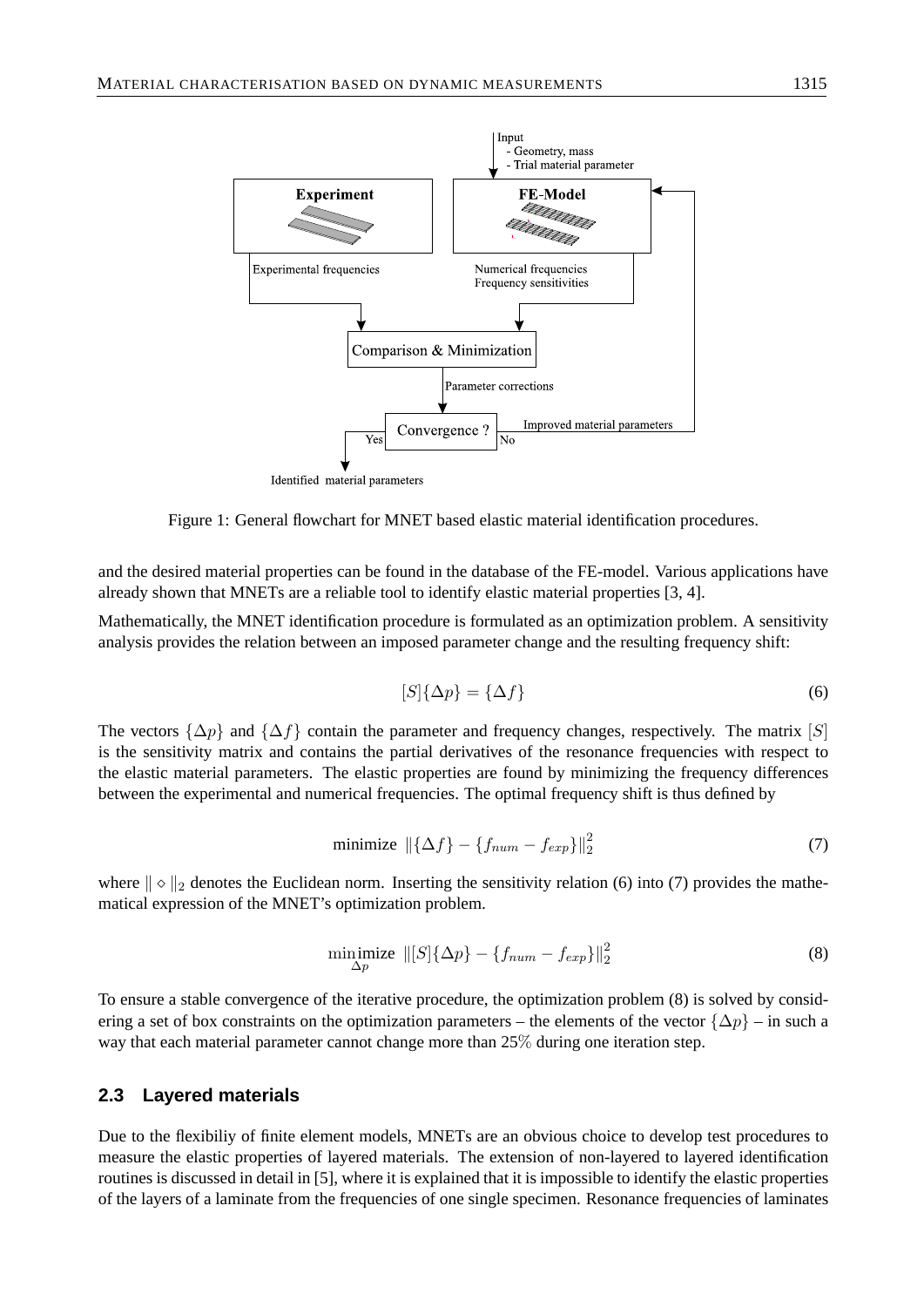Figure 1: General flowchart for MNET based elastic material identification procedures.

and the desired material properties can be found in the database of the FE-model. Various applications have already shown that MNETs are a reliable tool to identify elastic material properties [3, 4].

Mathematically, the MNET identification procedure is formulated as an optimization problem. A sensitivity analysis provides the relation between an imposed parameter change and the resulting frequency shift:

$$[S]\{\Delta p\} = \{\Delta f\} \tag{6}$$

The vectors $\{\Delta p\}$ and $\{\Delta f\}$ contain the parameter and frequency changes, respectively. The matrix $[S]$ is the sensitivity matrix and contains the partial derivatives of the resonance frequencies with respect to the elastic material parameters. The elastic properties are found by minimizing the frequency differences between the experimental and numerical frequencies. The optimal frequency shift is thus defined by

$$\text{minimize} \ \ \|\{\Delta f\} - \{f_{num} - f_{exp}\}\|_2^2 \tag{7}$$

where $\| \diamond \|_2$ denotes the Euclidean norm. Inserting the sensitivity relation (6) into (7) provides the mathematical expression of the MNET's optimization problem.

$$\underset{\Delta p}{\text{minimize}} \ \ \|[S]\{\Delta p\} - \{f_{num} - f_{exp}\}\|_2^2 \tag{8}$$

To ensure a stable convergence of the iterative procedure, the optimization problem (8) is solved by considering a set of box constraints on the optimization parameters – the elements of the vector $\{\Delta p\}$ – in such a way that each material parameter cannot change more than $25\%$ during one iteration step.

## 2.3 Layered materials

Due to the flexibiliy of finite element models, MNETs are an obvious choice to develop test procedures to measure the elastic properties of layered materials. The extension of non-layered to layered identification routines is discussed in detail in [5], where it is explained that it is impossible to identify the elastic properties of the layers of a laminate from the frequencies of one single specimen. Resonance frequencies of laminates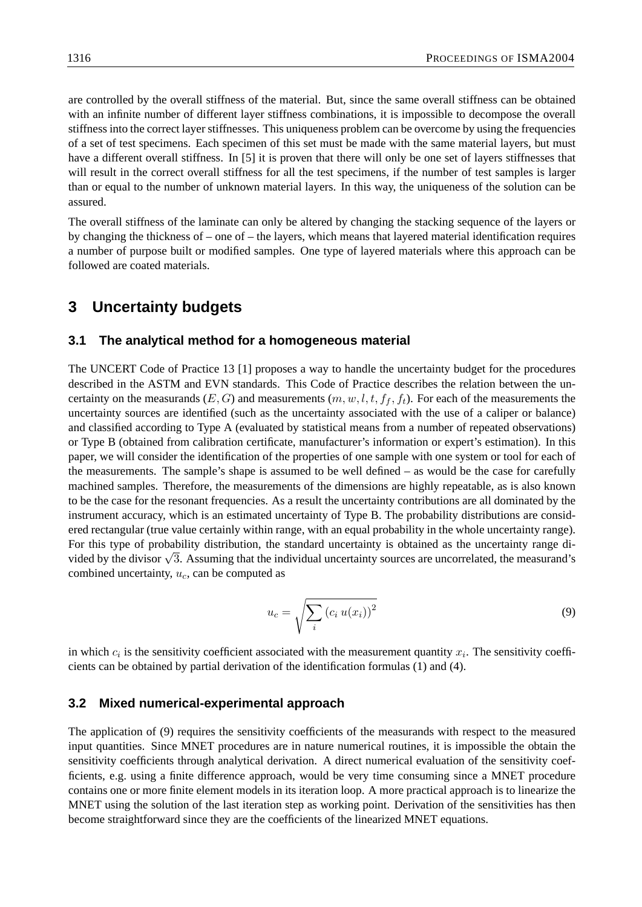are controlled by the overall stiffness of the material. But, since the same overall stiffness can be obtained with an infinite number of different layer stiffness combinations, it is impossible to decompose the overall stiffness into the correct layer stiffnesses. This uniqueness problem can be overcome by using the frequencies of a set of test specimens. Each specimen of this set must be made with the same material layers, but must have a different overall stiffness. In [5] it is proven that there will only be one set of layers stiffnesses that will result in the correct overall stiffness for all the test specimens, if the number of test samples is larger than or equal to the number of unknown material layers. In this way, the uniqueness of the solution can be assured.

The overall stiffness of the laminate can only be altered by changing the stacking sequence of the layers or by changing the thickness of – one of – the layers, which means that layered material identification requires a number of purpose built or modified samples. One type of layered materials where this approach can be followed are coated materials.

# 3 Uncertainty budgets

## 3.1 The analytical method for a homogeneous material

The UNCERT Code of Practice 13 [1] proposes a way to handle the uncertainty budget for the procedures described in the ASTM and EVN standards. This Code of Practice describes the relation between the uncertainty on the measurands ($E, G$) and measurements ($m, w, l, t, f_f, f_t$). For each of the measurements the uncertainty sources are identified (such as the uncertainty associated with the use of a caliper or balance) and classified according to Type A (evaluated by statistical means from a number of repeated observations) or Type B (obtained from calibration certificate, manufacturer's information or expert's estimation). In this paper, we will consider the identification of the properties of one sample with one system or tool for each of the measurements. The sample's shape is assumed to be well defined – as would be the case for carefully machined samples. Therefore, the measurements of the dimensions are highly repeatable, as is also known to be the case for the resonant frequencies. As a result the uncertainty contributions are all dominated by the instrument accuracy, which is an estimated uncertainty of Type B. The probability distributions are considered rectangular (true value certainly within range, with an equal probability in the whole uncertainty range). For this type of probability distribution, the standard uncertainty is obtained as the uncertainty range divided by the divisor $\sqrt{3}$. Assuming that the individual uncertainty sources are uncorrelated, the measurand's combined uncertainty, $u_c$, can be computed as

$$u_c = \sqrt{\sum_i (c_i \, u(x_i))^2} \tag{9}$$

in which $c_i$ is the sensitivity coefficient associated with the measurement quantity $x_i$. The sensitivity coefficients can be obtained by partial derivation of the identification formulas (1) and (4).

## 3.2 Mixed numerical-experimental approach

The application of (9) requires the sensitivity coefficients of the measurands with respect to the measured input quantities. Since MNET procedures are in nature numerical routines, it is impossible the obtain the sensitivity coefficients through analytical derivation. A direct numerical evaluation of the sensitivity coefficients, e.g. using a finite difference approach, would be very time consuming since a MNET procedure contains one or more finite element models in its iteration loop. A more practical approach is to linearize the MNET using the solution of the last iteration step as working point. Derivation of the sensitivities has then become straightforward since they are the coefficients of the linearized MNET equations.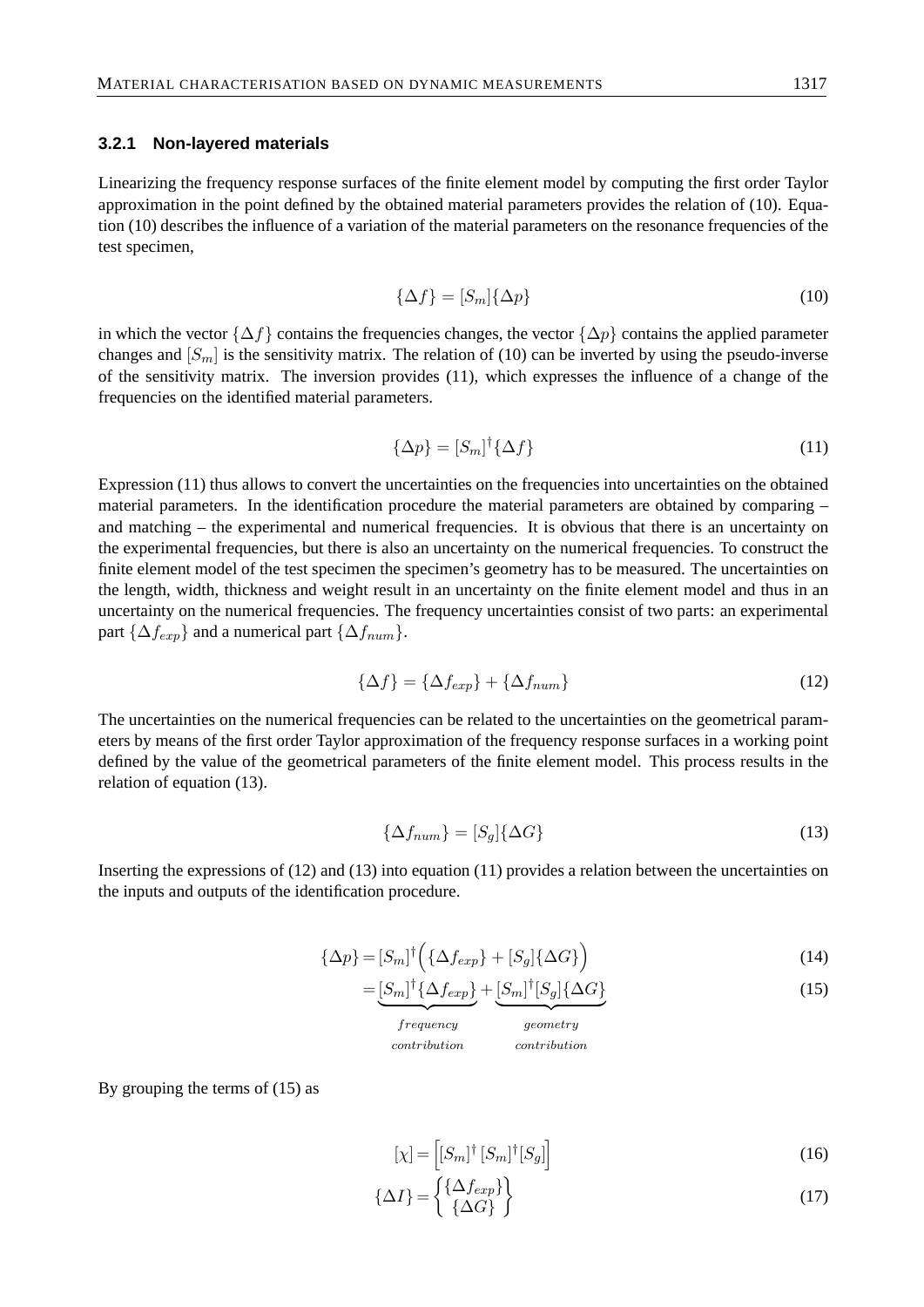### 3.2.1 Non-layered materials

Linearizing the frequency response surfaces of the finite element model by computing the first order Taylor approximation in the point defined by the obtained material parameters provides the relation of (10). Equation (10) describes the influence of a variation of the material parameters on the resonance frequencies of the test specimen,

$$\{\Delta f\} = [S_m]\{\Delta p\} \tag{10}$$

in which the vector $\{\Delta f\}$ contains the frequencies changes, the vector $\{\Delta p\}$ contains the applied parameter changes and $[S_m]$ is the sensitivity matrix. The relation of (10) can be inverted by using the pseudo-inverse of the sensitivity matrix. The inversion provides (11), which expresses the influence of a change of the frequencies on the identified material parameters.

$$\{\Delta p\} = [S_m]^{\dagger}\{\Delta f\} \tag{11}$$

Expression (11) thus allows to convert the uncertainties on the frequencies into uncertainties on the obtained material parameters. In the identification procedure the material parameters are obtained by comparing – and matching – the experimental and numerical frequencies. It is obvious that there is an uncertainty on the experimental frequencies, but there is also an uncertainty on the numerical frequencies. To construct the finite element model of the test specimen the specimen's geometry has to be measured. The uncertainties on the length, width, thickness and weight result in an uncertainty on the finite element model and thus in an uncertainty on the numerical frequencies. The frequency uncertainties consist of two parts: an experimental part $\{\Delta f_{exp}\}$ and a numerical part $\{\Delta f_{num}\}$.

$$\{\Delta f\} = \{\Delta f_{exp}\} + \{\Delta f_{num}\} \tag{12}$$

The uncertainties on the numerical frequencies can be related to the uncertainties on the geometrical parameters by means of the first order Taylor approximation of the frequency response surfaces in a working point defined by the value of the geometrical parameters of the finite element model. This process results in the relation of equation (13).

$$\{\Delta f_{num}\} = [S_g]\{\Delta G\} \tag{13}$$

Inserting the expressions of (12) and (13) into equation (11) provides a relation between the uncertainties on the inputs and outputs of the identification procedure.

$$\{\Delta p\} = [S_m]^{\dagger}\Big(\{\Delta f_{exp}\} + [S_g]\{\Delta G\}\Big) \tag{14}$$

$$= \underbrace{[S_m]^{\dagger}\{\Delta f_{exp}\}}_{\substack{frequency \\ contribution}} + \underbrace{[S_m]^{\dagger}[S_g]\{\Delta G\}}_{\substack{geometry \\ contribution}} \tag{15}$$

By grouping the terms of (15) as

$$[\chi] = \Big[[S_m]^{\dagger}\;[S_m]^{\dagger}[S_g]\Big] \tag{16}$$

$$\{\Delta I\} = \begin{Bmatrix}\{\Delta f_{exp}\} \\ \{\Delta G\}\end{Bmatrix} \tag{17}$$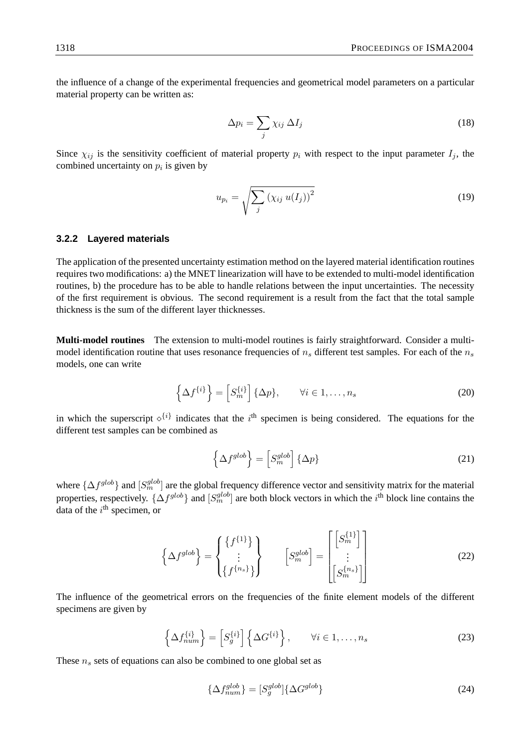the influence of a change of the experimental frequencies and geometrical model parameters on a particular material property can be written as:

$$\Delta p_i = \sum_j \chi_{ij} \, \Delta I_j \tag{18}$$

Since $\chi_{ij}$ is the sensitivity coefficient of material property $p_i$ with respect to the input parameter $I_j$, the combined uncertainty on $p_i$ is given by

$$u_{p_i} = \sqrt{\sum_j \left(\chi_{ij} \, u(I_j)\right)^2} \tag{19}$$

### 3.2.2 Layered materials

The application of the presented uncertainty estimation method on the layered material identification routines requires two modifications: a) the MNET linearization will have to be extended to multi-model identification routines, b) the procedure has to be able to handle relations between the input uncertainties. The necessity of the first requirement is obvious. The second requirement is a result from the fact that the total sample thickness is the sum of the different layer thicknesses.

**Multi-model routines** The extension to multi-model routines is fairly straightforward. Consider a multi-model identification routine that uses resonance frequencies of $n_s$ different test samples. For each of the $n_s$ models, one can write

$$\left\{\Delta f^{\{i\}}\right\} = \left[S_m^{\{i\}}\right] \{\Delta p\}, \qquad \forall i \in 1, \ldots, n_s \tag{20}$$

in which the superscript $\diamond^{\{i\}}$ indicates that the $i^{\text{th}}$ specimen is being considered. The equations for the different test samples can be combined as

$$\left\{\Delta f^{glob}\right\} = \left[S_m^{glob}\right] \{\Delta p\} \tag{21}$$

where $\{\Delta f^{glob}\}$ and $[S_m^{glob}]$ are the global frequency difference vector and sensitivity matrix for the material properties, respectively. $\{\Delta f^{glob}\}$ and $[S_m^{glob}]$ are both block vectors in which the $i^{\text{th}}$ block line contains the data of the $i^{\text{th}}$ specimen, or

$$\left\{\Delta f^{glob}\right\} = \begin{Bmatrix} \left\{f^{\{1\}}\right\} \\ \vdots \\ \left\{f^{\{n_s\}}\right\} \end{Bmatrix} \qquad \left[S_m^{glob}\right] = \begin{bmatrix} \left[S_m^{\{1\}}\right] \\ \vdots \\ \left[S_m^{\{n_s\}}\right] \end{bmatrix} \tag{22}$$

The influence of the geometrical errors on the frequencies of the finite element models of the different specimens are given by

$$\left\{\Delta f_{num}^{\{i\}}\right\} = \left[S_g^{\{i\}}\right] \left\{\Delta G^{\{i\}}\right\}, \qquad \forall i \in 1, \ldots, n_s \tag{23}$$

These $n_s$ sets of equations can also be combined to one global set as

$$\{\Delta f_{num}^{glob}\} = [S_g^{glob}]\{\Delta G^{glob}\} \tag{24}$$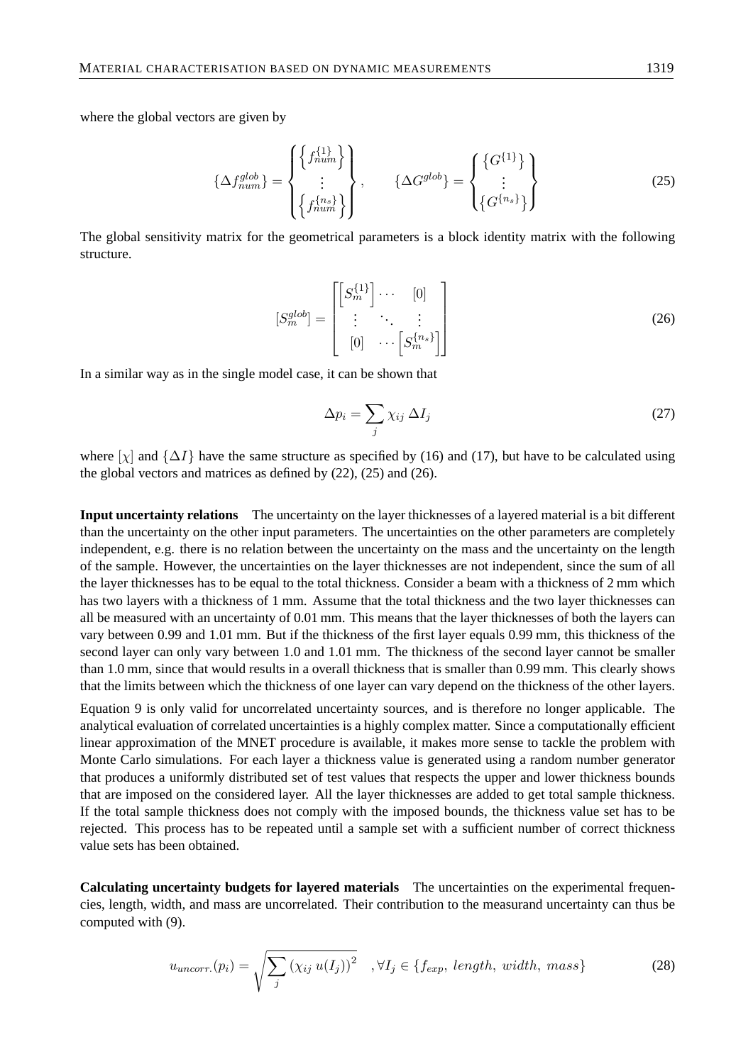where the global vectors are given by

$$\{\Delta f_{num}^{glob}\} = \begin{Bmatrix} \left\{ f_{num}^{\{1\}} \right\} \\ \vdots \\ \left\{ f_{num}^{\{n_s\}} \right\} \end{Bmatrix}, \qquad \{\Delta G^{glob}\} = \begin{Bmatrix} \left\{ G^{\{1\}} \right\} \\ \vdots \\ \left\{ G^{\{n_s\}} \right\} \end{Bmatrix} \tag{25}$$

The global sensitivity matrix for the geometrical parameters is a block identity matrix with the following structure.

$$[S_m^{glob}] = \begin{bmatrix} \left[ S_m^{\{1\}} \right] & \cdots & [0] \\ \vdots & \ddots & \vdots \\ [0] & \cdots & \left[ S_m^{\{n_s\}} \right] \end{bmatrix} \tag{26}$$

In a similar way as in the single model case, it can be shown that

$$\Delta p_i = \sum_j \chi_{ij} \, \Delta I_j \tag{27}$$

where $[\chi]$ and $\{\Delta I\}$ have the same structure as specified by (16) and (17), but have to be calculated using the global vectors and matrices as defined by (22), (25) and (26).

**Input uncertainty relations** The uncertainty on the layer thicknesses of a layered material is a bit different than the uncertainty on the other input parameters. The uncertainties on the other parameters are completely independent, e.g. there is no relation between the uncertainty on the mass and the uncertainty on the length of the sample. However, the uncertainties on the layer thicknesses are not independent, since the sum of all the layer thicknesses has to be equal to the total thickness. Consider a beam with a thickness of 2 mm which has two layers with a thickness of 1 mm. Assume that the total thickness and the two layer thicknesses can all be measured with an uncertainty of 0.01 mm. This means that the layer thicknesses of both the layers can vary between 0.99 and 1.01 mm. But if the thickness of the first layer equals 0.99 mm, this thickness of the second layer can only vary between 1.0 and 1.01 mm. The thickness of the second layer cannot be smaller than 1.0 mm, since that would results in a overall thickness that is smaller than 0.99 mm. This clearly shows that the limits between which the thickness of one layer can vary depend on the thickness of the other layers.

Equation 9 is only valid for uncorrelated uncertainty sources, and is therefore no longer applicable. The analytical evaluation of correlated uncertainties is a highly complex matter. Since a computationally efficient linear approximation of the MNET procedure is available, it makes more sense to tackle the problem with Monte Carlo simulations. For each layer a thickness value is generated using a random number generator that produces a uniformly distributed set of test values that respects the upper and lower thickness bounds that are imposed on the considered layer. All the layer thicknesses are added to get total sample thickness. If the total sample thickness does not comply with the imposed bounds, the thickness value set has to be rejected. This process has to be repeated until a sample set with a sufficient number of correct thickness value sets has been obtained.

**Calculating uncertainty budgets for layered materials** The uncertainties on the experimental frequencies, length, width, and mass are uncorrelated. Their contribution to the measurand uncertainty can thus be computed with (9).

$$u_{uncorr.}(p_i) = \sqrt{\sum_j \left( \chi_{ij} \, u(I_j) \right)^2} \quad , \forall I_j \in \{f_{exp}, \, length, \, width, \, mass\} \tag{28}$$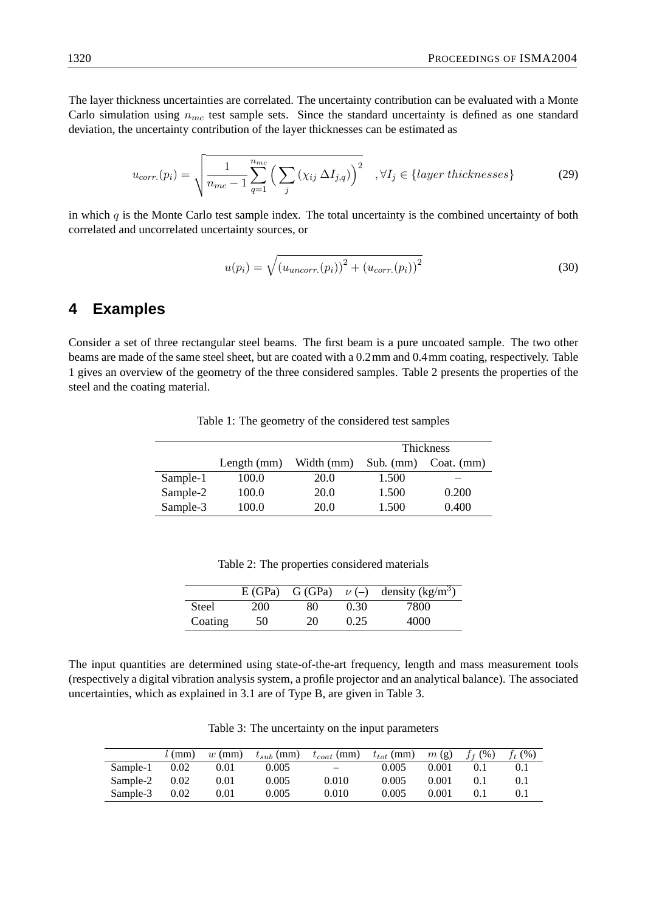The layer thickness uncertainties are correlated. The uncertainty contribution can be evaluated with a Monte Carlo simulation using $n_{mc}$ test sample sets. Since the standard uncertainty is defined as one standard deviation, the uncertainty contribution of the layer thicknesses can be estimated as

$$u_{corr.}(p_i) = \sqrt{\frac{1}{n_{mc}-1} \sum_{q=1}^{n_{mc}} \Big( \sum_j \left( \chi_{ij} \, \Delta I_{j,q} \right) \Big)^2} \quad , \forall I_j \in \{layer\ thicknesses\} \tag{29}$$

in which $q$ is the Monte Carlo test sample index. The total uncertainty is the combined uncertainty of both correlated and uncorrelated uncertainty sources, or

$$u(p_i) = \sqrt{\left(u_{uncorr.}(p_i)\right)^2 + \left(u_{corr.}(p_i)\right)^2} \tag{30}$$

## 4 Examples

Consider a set of three rectangular steel beams. The first beam is a pure uncoated sample. The two other beams are made of the same steel sheet, but are coated with a 0.2 mm and 0.4 mm coating, respectively. Table 1 gives an overview of the geometry of the three considered samples. Table 2 presents the properties of the steel and the coating material.

Table 1: The geometry of the considered test samples

| | | | Thickness | |
|---|---|---|---|---|
| | Length (mm) | Width (mm) | Sub. (mm) | Coat. (mm) |
| Sample-1 | 100.0 | 20.0 | 1.500 | – |
| Sample-2 | 100.0 | 20.0 | 1.500 | 0.200 |
| Sample-3 | 100.0 | 20.0 | 1.500 | 0.400 |

Table 2: The properties considered materials

| | E (GPa) | G (GPa) | $\nu$ (–) | density (kg/m$^3$) |
|---|---|---|---|---|
| Steel | 200 | 80 | 0.30 | 7800 |
| Coating | 50 | 20 | 0.25 | 4000 |

The input quantities are determined using state-of-the-art frequency, length and mass measurement tools (respectively a digital vibration analysis system, a profile projector and an analytical balance). The associated uncertainties, which as explained in 3.1 are of Type B, are given in Table 3.

Table 3: The uncertainty on the input parameters

| | $l$ (mm) | $w$ (mm) | $t_{sub}$ (mm) | $t_{coat}$ (mm) | $t_{tot}$ (mm) | $m$ (g) | $f_f$ (%) | $f_t$ (%) |
|---|---|---|---|---|---|---|---|---|
| Sample-1 | 0.02 | 0.01 | 0.005 | – | 0.005 | 0.001 | 0.1 | 0.1 |
| Sample-2 | 0.02 | 0.01 | 0.005 | 0.010 | 0.005 | 0.001 | 0.1 | 0.1 |
| Sample-3 | 0.02 | 0.01 | 0.005 | 0.010 | 0.005 | 0.001 | 0.1 | 0.1 |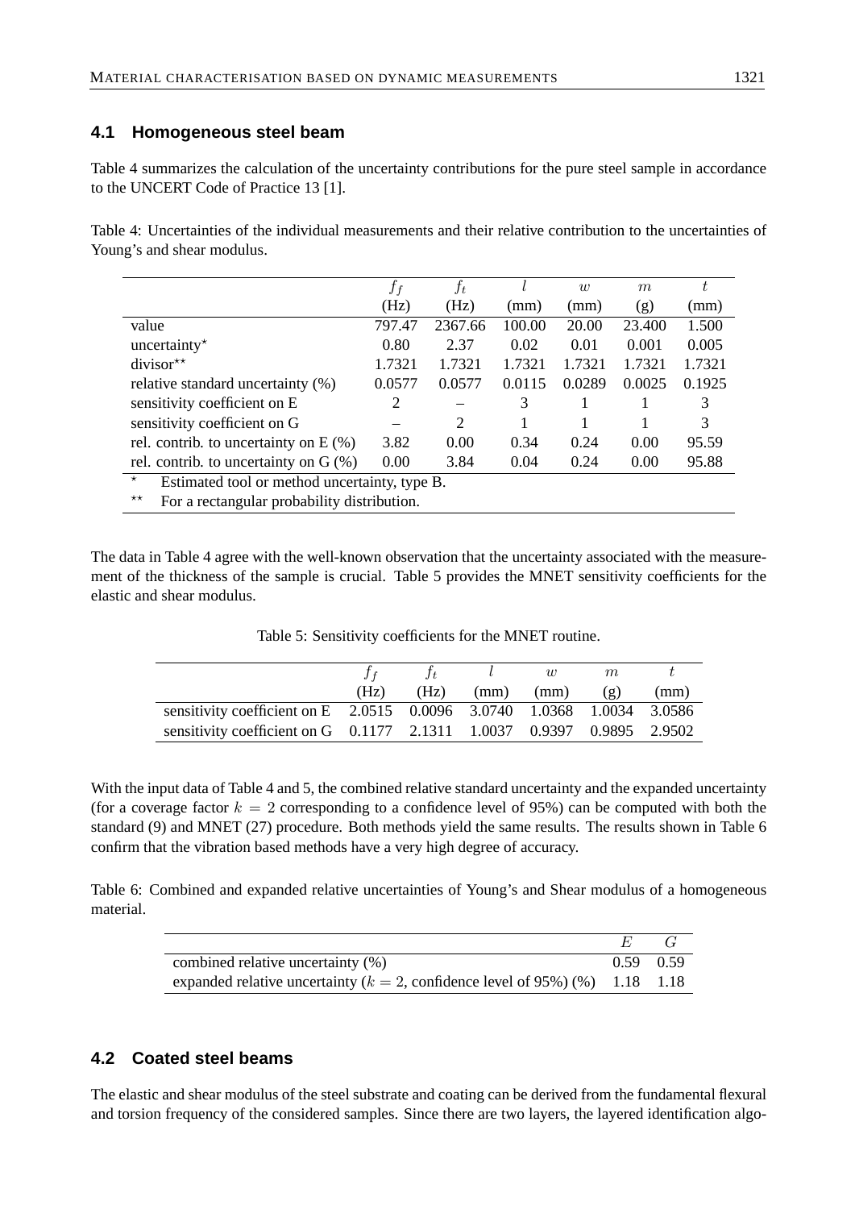## 4.1 Homogeneous steel beam

Table 4 summarizes the calculation of the uncertainty contributions for the pure steel sample in accordance to the UNCERT Code of Practice 13 [1].

Table 4: Uncertainties of the individual measurements and their relative contribution to the uncertainties of Young's and shear modulus.

| | $f_f$ (Hz) | $f_t$ (Hz) | $l$ (mm) | $w$ (mm) | $m$ (g) | $t$ (mm) |
|---|---|---|---|---|---|---|
| value | 797.47 | 2367.66 | 100.00 | 20.00 | 23.400 | 1.500 |
| uncertainty* | 0.80 | 2.37 | 0.02 | 0.01 | 0.001 | 0.005 |
| divisor** | 1.7321 | 1.7321 | 1.7321 | 1.7321 | 1.7321 | 1.7321 |
| relative standard uncertainty (%) | 0.0577 | 0.0577 | 0.0115 | 0.0289 | 0.0025 | 0.1925 |
| sensitivity coefficient on E | 2 | – | 3 | 1 | 1 | 3 |
| sensitivity coefficient on G | – | 2 | 1 | 1 | 1 | 3 |
| rel. contrib. to uncertainty on E (%) | 3.82 | 0.00 | 0.34 | 0.24 | 0.00 | 95.59 |
| rel. contrib. to uncertainty on G (%) | 0.00 | 3.84 | 0.04 | 0.24 | 0.00 | 95.88 |

\* Estimated tool or method uncertainty, type B.

\*\* For a rectangular probability distribution.

The data in Table 4 agree with the well-known observation that the uncertainty associated with the measurement of the thickness of the sample is crucial. Table 5 provides the MNET sensitivity coefficients for the elastic and shear modulus.

Table 5: Sensitivity coefficients for the MNET routine.

| | $f_f$ (Hz) | $f_t$ (Hz) | $l$ (mm) | $w$ (mm) | $m$ (g) | $t$ (mm) |
|---|---|---|---|---|---|---|
| sensitivity coefficient on E | 2.0515 | 0.0096 | 3.0740 | 1.0368 | 1.0034 | 3.0586 |
| sensitivity coefficient on G | 0.1177 | 2.1311 | 1.0037 | 0.9397 | 0.9895 | 2.9502 |

With the input data of Table 4 and 5, the combined relative standard uncertainty and the expanded uncertainty (for a coverage factor $k = 2$ corresponding to a confidence level of 95%) can be computed with both the standard (9) and MNET (27) procedure. Both methods yield the same results. The results shown in Table 6 confirm that the vibration based methods have a very high degree of accuracy.

Table 6: Combined and expanded relative uncertainties of Young's and Shear modulus of a homogeneous material.

| | $E$ | $G$ |
|---|---|---|
| combined relative uncertainty (%) | 0.59 | 0.59 |
| expanded relative uncertainty ($k = 2$, confidence level of 95%) (%) | 1.18 | 1.18 |

## 4.2 Coated steel beams

The elastic and shear modulus of the steel substrate and coating can be derived from the fundamental flexural and torsion frequency of the considered samples. Since there are two layers, the layered identification algo-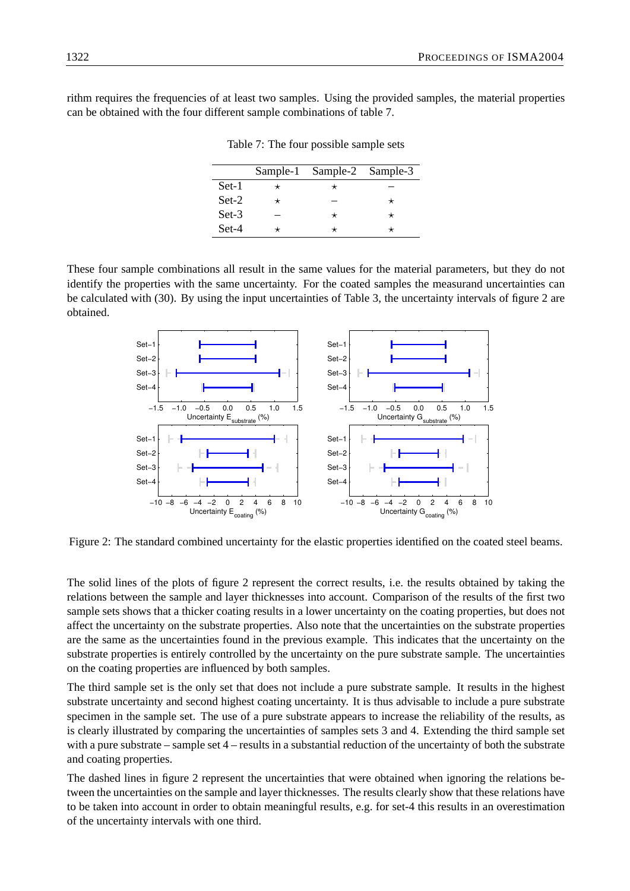rithm requires the frequencies of at least two samples. Using the provided samples, the material properties can be obtained with the four different sample combinations of table 7.

Table 7: The four possible sample sets

| | Sample-1 | Sample-2 | Sample-3 |
|---|---|---|---|
| Set-1 | ⋆ | ⋆ | – |
| Set-2 | ⋆ | – | ⋆ |
| Set-3 | – | ⋆ | ⋆ |
| Set-4 | ⋆ | ⋆ | ⋆ |

These four sample combinations all result in the same values for the material parameters, but they do not identify the properties with the same uncertainty. For the coated samples the measurand uncertainties can be calculated with (30). By using the input uncertainties of Table 3, the uncertainty intervals of figure 2 are obtained.

Figure 2: The standard combined uncertainty for the elastic properties identified on the coated steel beams.

The solid lines of the plots of figure 2 represent the correct results, i.e. the results obtained by taking the relations between the sample and layer thicknesses into account. Comparison of the results of the first two sample sets shows that a thicker coating results in a lower uncertainty on the coating properties, but does not affect the uncertainty on the substrate properties. Also note that the uncertainties on the substrate properties are the same as the uncertainties found in the previous example. This indicates that the uncertainty on the substrate properties is entirely controlled by the uncertainty on the pure substrate sample. The uncertainties on the coating properties are influenced by both samples.

The third sample set is the only set that does not include a pure substrate sample. It results in the highest substrate uncertainty and second highest coating uncertainty. It is thus advisable to include a pure substrate specimen in the sample set. The use of a pure substrate appears to increase the reliability of the results, as is clearly illustrated by comparing the uncertainties of samples sets 3 and 4. Extending the third sample set with a pure substrate – sample set 4 – results in a substantial reduction of the uncertainty of both the substrate and coating properties.

The dashed lines in figure 2 represent the uncertainties that were obtained when ignoring the relations between the uncertainties on the sample and layer thicknesses. The results clearly show that these relations have to be taken into account in order to obtain meaningful results, e.g. for set-4 this results in an overestimation of the uncertainty intervals with one third.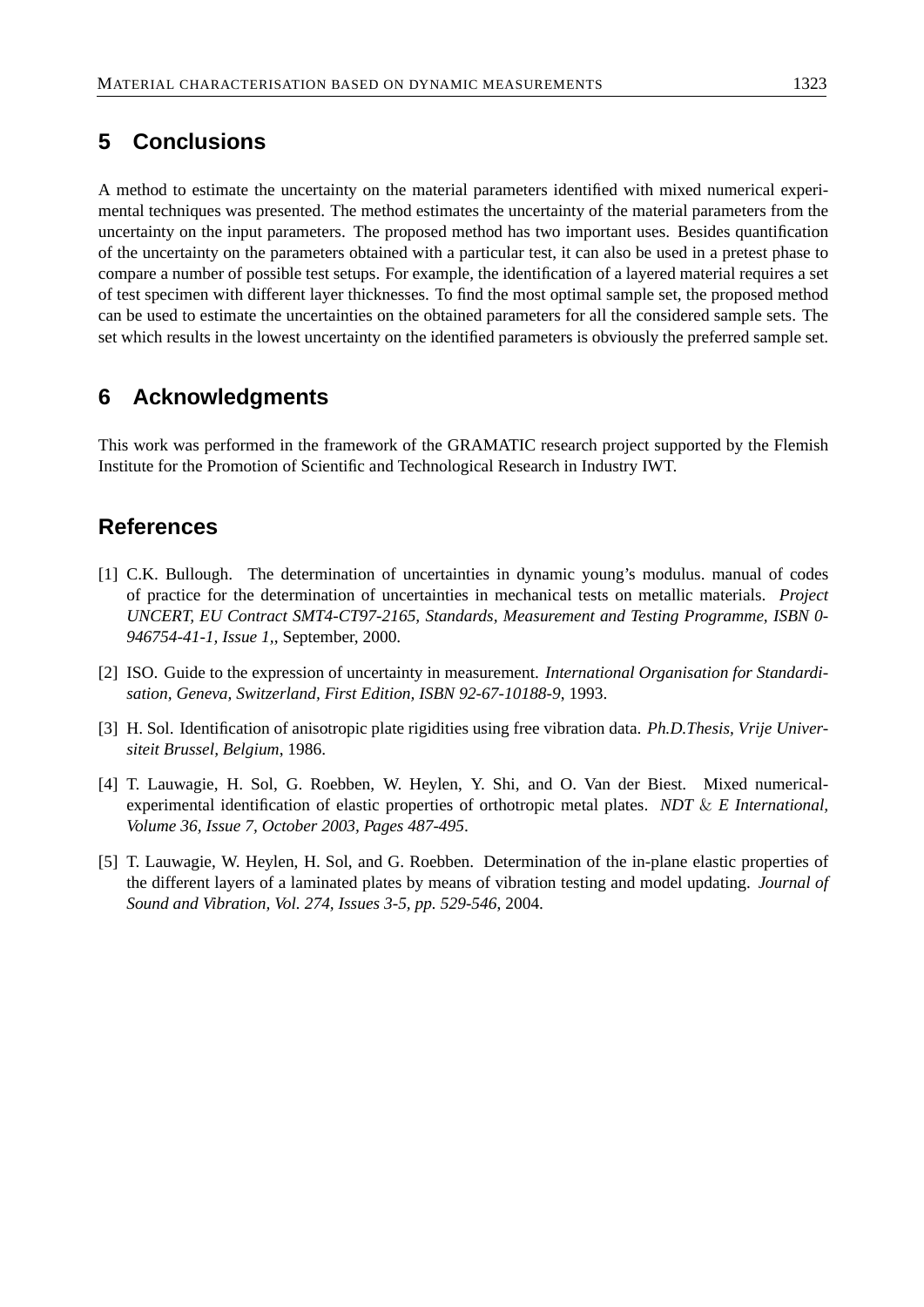## 5 Conclusions

A method to estimate the uncertainty on the material parameters identified with mixed numerical experimental techniques was presented. The method estimates the uncertainty of the material parameters from the uncertainty on the input parameters. The proposed method has two important uses. Besides quantification of the uncertainty on the parameters obtained with a particular test, it can also be used in a pretest phase to compare a number of possible test setups. For example, the identification of a layered material requires a set of test specimen with different layer thicknesses. To find the most optimal sample set, the proposed method can be used to estimate the uncertainties on the obtained parameters for all the considered sample sets. The set which results in the lowest uncertainty on the identified parameters is obviously the preferred sample set.

## 6 Acknowledgments

This work was performed in the framework of the GRAMATIC research project supported by the Flemish Institute for the Promotion of Scientific and Technological Research in Industry IWT.

## References

[1] C.K. Bullough. The determination of uncertainties in dynamic young's modulus. manual of codes of practice for the determination of uncertainties in mechanical tests on metallic materials. *Project UNCERT, EU Contract SMT4-CT97-2165, Standards, Measurement and Testing Programme, ISBN 0-946754-41-1, Issue 1,*, September, 2000.

[2] ISO. Guide to the expression of uncertainty in measurement. *International Organisation for Standardisation, Geneva, Switzerland, First Edition, ISBN 92-67-10188-9*, 1993.

[3] H. Sol. Identification of anisotropic plate rigidities using free vibration data. *Ph.D.Thesis, Vrije Universiteit Brussel, Belgium*, 1986.

[4] T. Lauwagie, H. Sol, G. Roebben, W. Heylen, Y. Shi, and O. Van der Biest. Mixed numerical-experimental identification of elastic properties of orthotropic metal plates. *NDT & E International, Volume 36, Issue 7, October 2003, Pages 487-495*.

[5] T. Lauwagie, W. Heylen, H. Sol, and G. Roebben. Determination of the in-plane elastic properties of the different layers of a laminated plates by means of vibration testing and model updating. *Journal of Sound and Vibration, Vol. 274, Issues 3-5, pp. 529-546*, 2004.